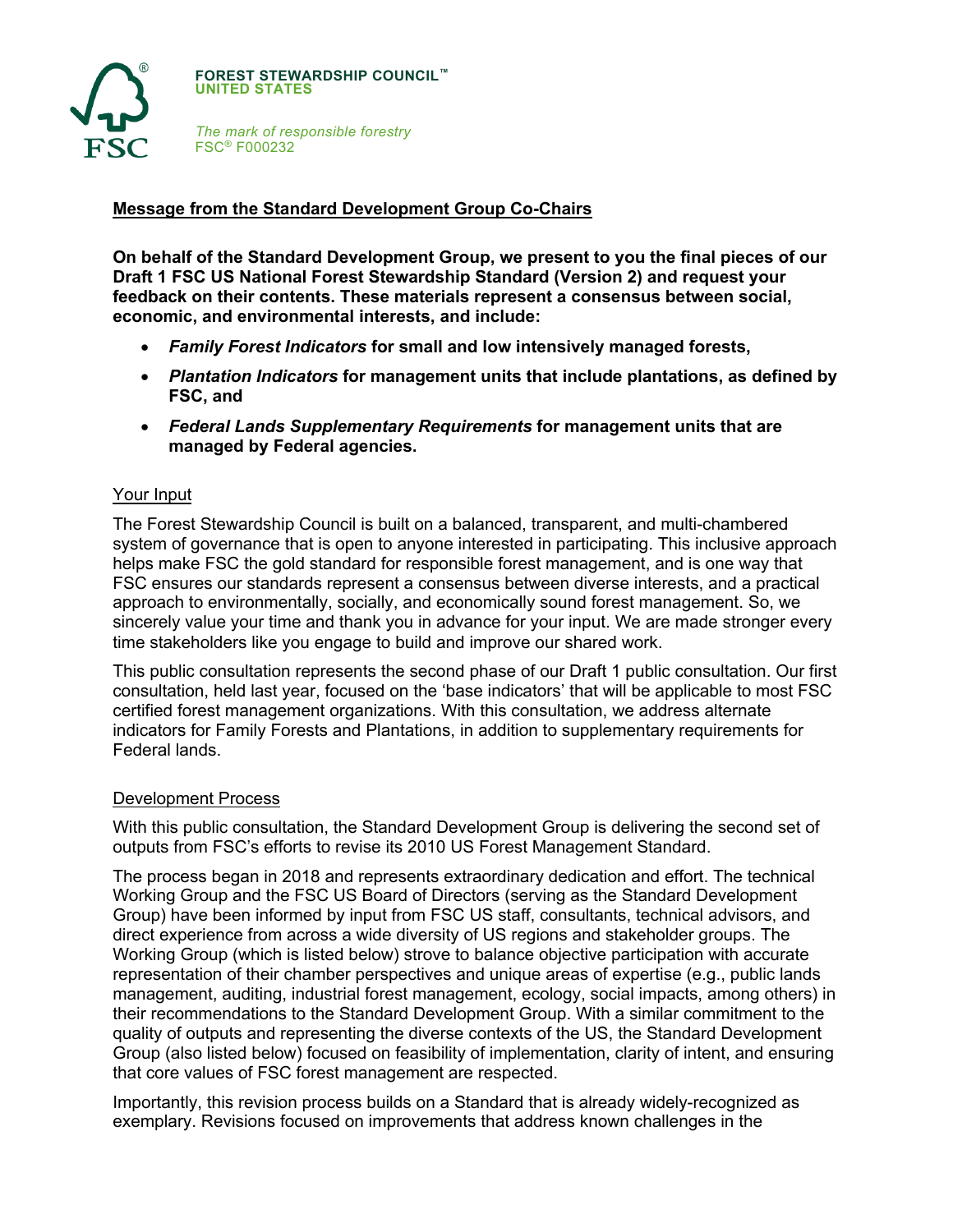**FOREST STEWARDSHIP COUNCIL™**
**UNITED STATES**

*The mark of responsible forestry*
FSC® F000232

## Message from the Standard Development Group Co-Chairs

**On behalf of the Standard Development Group, we present to you the final pieces of our Draft 1 FSC US National Forest Stewardship Standard (Version 2) and request your feedback on their contents. These materials represent a consensus between social, economic, and environmental interests, and include:**

- ***Family Forest Indicators* for small and low intensively managed forests,**
- ***Plantation Indicators* for management units that include plantations, as defined by FSC, and**
- ***Federal Lands Supplementary Requirements* for management units that are managed by Federal agencies.**

### Your Input

The Forest Stewardship Council is built on a balanced, transparent, and multi-chambered system of governance that is open to anyone interested in participating. This inclusive approach helps make FSC the gold standard for responsible forest management, and is one way that FSC ensures our standards represent a consensus between diverse interests, and a practical approach to environmentally, socially, and economically sound forest management. So, we sincerely value your time and thank you in advance for your input. We are made stronger every time stakeholders like you engage to build and improve our shared work.

This public consultation represents the second phase of our Draft 1 public consultation. Our first consultation, held last year, focused on the 'base indicators' that will be applicable to most FSC certified forest management organizations. With this consultation, we address alternate indicators for Family Forests and Plantations, in addition to supplementary requirements for Federal lands.

### Development Process

With this public consultation, the Standard Development Group is delivering the second set of outputs from FSC's efforts to revise its 2010 US Forest Management Standard.

The process began in 2018 and represents extraordinary dedication and effort. The technical Working Group and the FSC US Board of Directors (serving as the Standard Development Group) have been informed by input from FSC US staff, consultants, technical advisors, and direct experience from across a wide diversity of US regions and stakeholder groups. The Working Group (which is listed below) strove to balance objective participation with accurate representation of their chamber perspectives and unique areas of expertise (e.g., public lands management, auditing, industrial forest management, ecology, social impacts, among others) in their recommendations to the Standard Development Group. With a similar commitment to the quality of outputs and representing the diverse contexts of the US, the Standard Development Group (also listed below) focused on feasibility of implementation, clarity of intent, and ensuring that core values of FSC forest management are respected.

Importantly, this revision process builds on a Standard that is already widely-recognized as exemplary. Revisions focused on improvements that address known challenges in the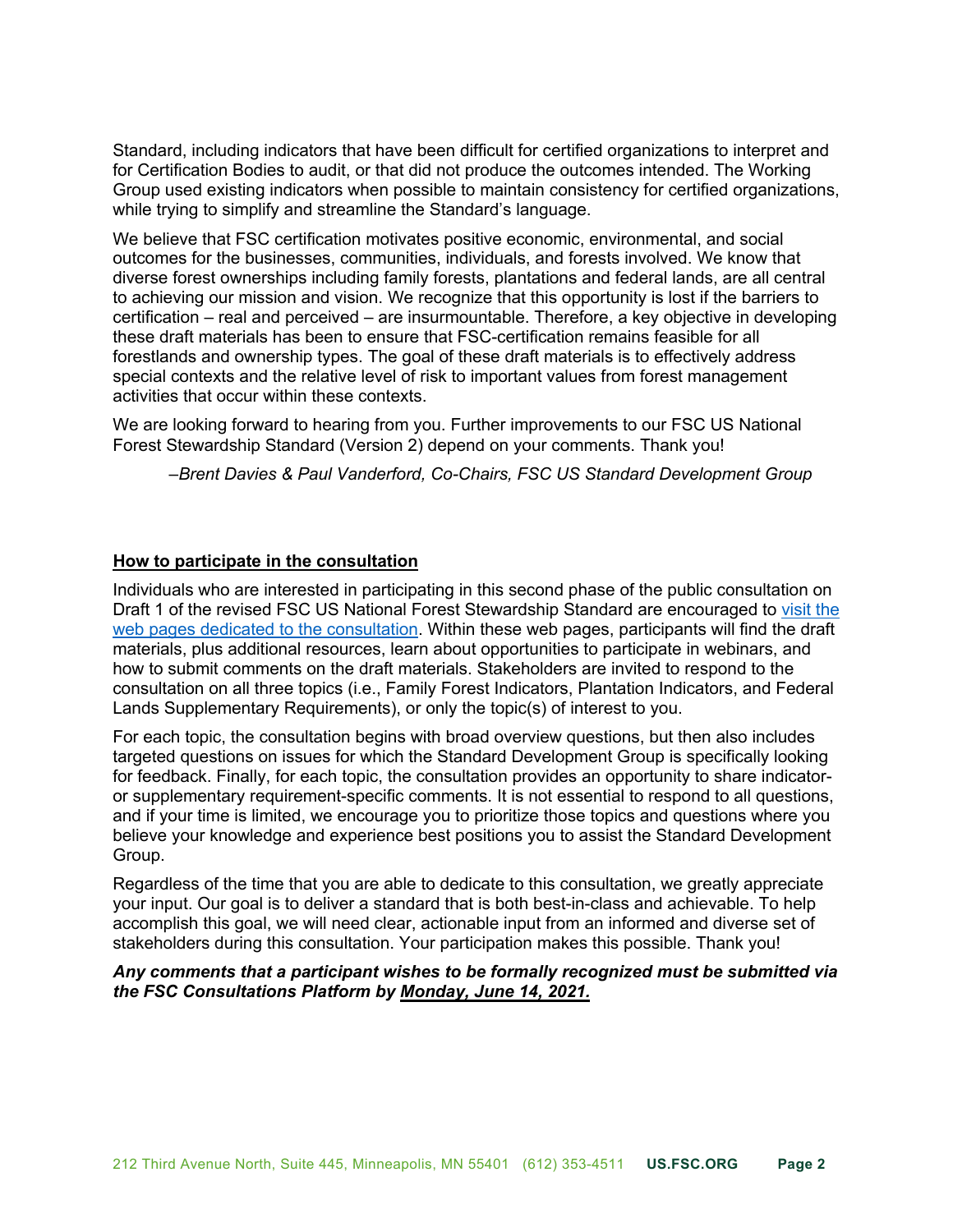Standard, including indicators that have been difficult for certified organizations to interpret and for Certification Bodies to audit, or that did not produce the outcomes intended. The Working Group used existing indicators when possible to maintain consistency for certified organizations, while trying to simplify and streamline the Standard's language.

We believe that FSC certification motivates positive economic, environmental, and social outcomes for the businesses, communities, individuals, and forests involved. We know that diverse forest ownerships including family forests, plantations and federal lands, are all central to achieving our mission and vision. We recognize that this opportunity is lost if the barriers to certification – real and perceived – are insurmountable. Therefore, a key objective in developing these draft materials has been to ensure that FSC-certification remains feasible for all forestlands and ownership types. The goal of these draft materials is to effectively address special contexts and the relative level of risk to important values from forest management activities that occur within these contexts.

We are looking forward to hearing from you. Further improvements to our FSC US National Forest Stewardship Standard (Version 2) depend on your comments. Thank you!

*–Brent Davies & Paul Vanderford, Co-Chairs, FSC US Standard Development Group*

## How to participate in the consultation

Individuals who are interested in participating in this second phase of the public consultation on Draft 1 of the revised FSC US National Forest Stewardship Standard are encouraged to visit the web pages dedicated to the consultation. Within these web pages, participants will find the draft materials, plus additional resources, learn about opportunities to participate in webinars, and how to submit comments on the draft materials. Stakeholders are invited to respond to the consultation on all three topics (i.e., Family Forest Indicators, Plantation Indicators, and Federal Lands Supplementary Requirements), or only the topic(s) of interest to you.

For each topic, the consultation begins with broad overview questions, but then also includes targeted questions on issues for which the Standard Development Group is specifically looking for feedback. Finally, for each topic, the consultation provides an opportunity to share indicator- or supplementary requirement-specific comments. It is not essential to respond to all questions, and if your time is limited, we encourage you to prioritize those topics and questions where you believe your knowledge and experience best positions you to assist the Standard Development Group.

Regardless of the time that you are able to dedicate to this consultation, we greatly appreciate your input. Our goal is to deliver a standard that is both best-in-class and achievable. To help accomplish this goal, we will need clear, actionable input from an informed and diverse set of stakeholders during this consultation. Your participation makes this possible. Thank you!

***Any comments that a participant wishes to be formally recognized must be submitted via the FSC Consultations Platform by Monday, June 14, 2021.***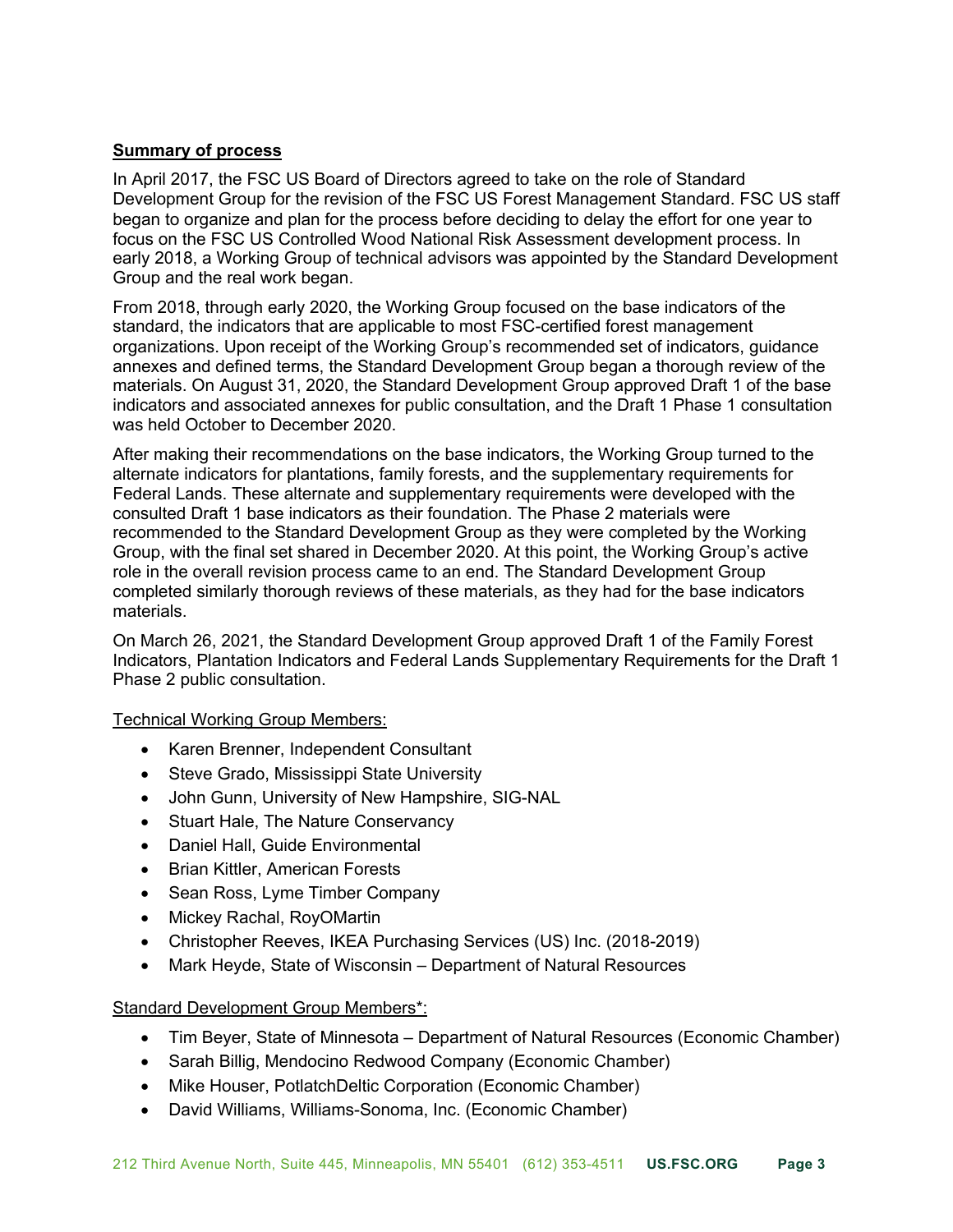**Summary of process**

In April 2017, the FSC US Board of Directors agreed to take on the role of Standard Development Group for the revision of the FSC US Forest Management Standard. FSC US staff began to organize and plan for the process before deciding to delay the effort for one year to focus on the FSC US Controlled Wood National Risk Assessment development process. In early 2018, a Working Group of technical advisors was appointed by the Standard Development Group and the real work began.

From 2018, through early 2020, the Working Group focused on the base indicators of the standard, the indicators that are applicable to most FSC-certified forest management organizations. Upon receipt of the Working Group's recommended set of indicators, guidance annexes and defined terms, the Standard Development Group began a thorough review of the materials. On August 31, 2020, the Standard Development Group approved Draft 1 of the base indicators and associated annexes for public consultation, and the Draft 1 Phase 1 consultation was held October to December 2020.

After making their recommendations on the base indicators, the Working Group turned to the alternate indicators for plantations, family forests, and the supplementary requirements for Federal Lands. These alternate and supplementary requirements were developed with the consulted Draft 1 base indicators as their foundation. The Phase 2 materials were recommended to the Standard Development Group as they were completed by the Working Group, with the final set shared in December 2020. At this point, the Working Group's active role in the overall revision process came to an end. The Standard Development Group completed similarly thorough reviews of these materials, as they had for the base indicators materials.

On March 26, 2021, the Standard Development Group approved Draft 1 of the Family Forest Indicators, Plantation Indicators and Federal Lands Supplementary Requirements for the Draft 1 Phase 2 public consultation.

Technical Working Group Members:

- Karen Brenner, Independent Consultant
- Steve Grado, Mississippi State University
- John Gunn, University of New Hampshire, SIG-NAL
- Stuart Hale, The Nature Conservancy
- Daniel Hall, Guide Environmental
- Brian Kittler, American Forests
- Sean Ross, Lyme Timber Company
- Mickey Rachal, RoyOMartin
- Christopher Reeves, IKEA Purchasing Services (US) Inc. (2018-2019)
- Mark Heyde, State of Wisconsin – Department of Natural Resources

Standard Development Group Members*:

- Tim Beyer, State of Minnesota – Department of Natural Resources (Economic Chamber)
- Sarah Billig, Mendocino Redwood Company (Economic Chamber)
- Mike Houser, PotlatchDeltic Corporation (Economic Chamber)
- David Williams, Williams-Sonoma, Inc. (Economic Chamber)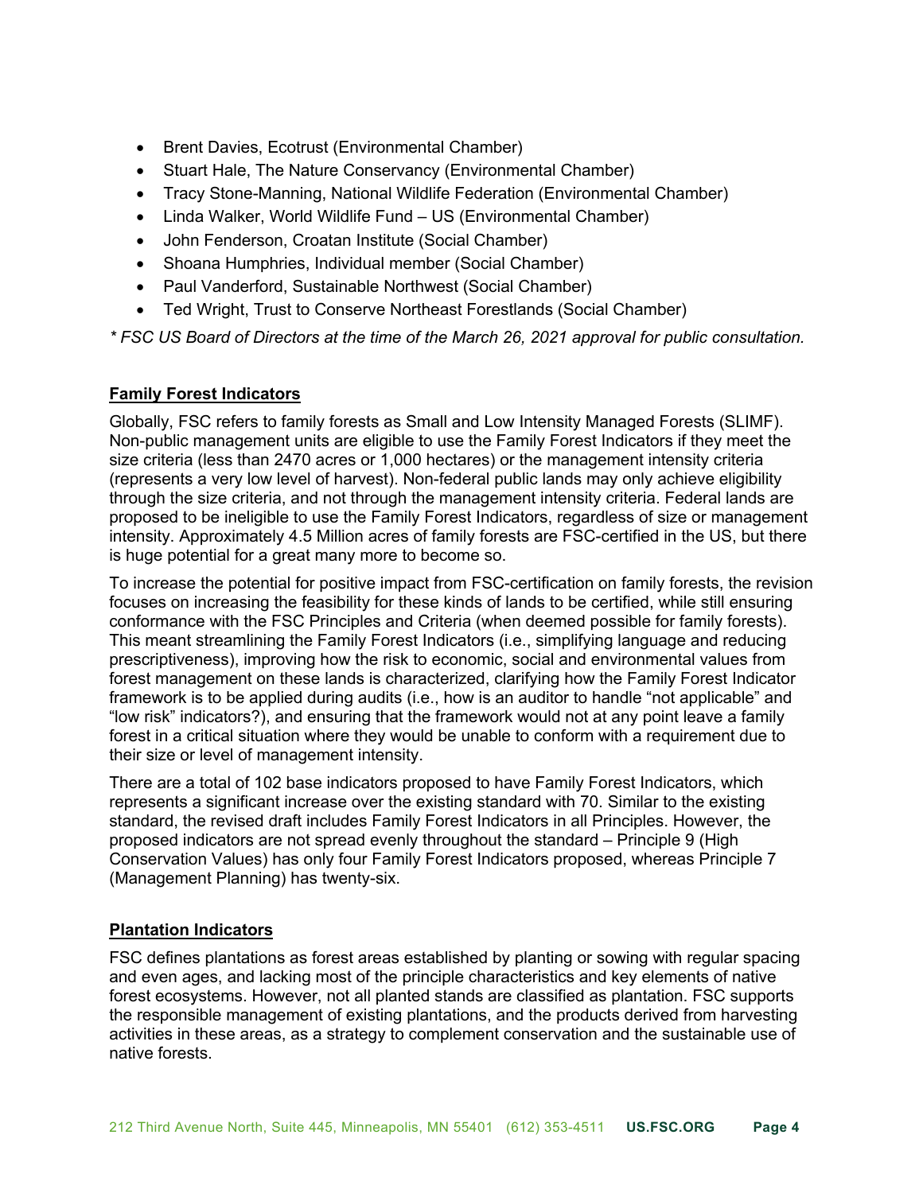- Brent Davies, Ecotrust (Environmental Chamber)
- Stuart Hale, The Nature Conservancy (Environmental Chamber)
- Tracy Stone-Manning, National Wildlife Federation (Environmental Chamber)
- Linda Walker, World Wildlife Fund – US (Environmental Chamber)
- John Fenderson, Croatan Institute (Social Chamber)
- Shoana Humphries, Individual member (Social Chamber)
- Paul Vanderford, Sustainable Northwest (Social Chamber)
- Ted Wright, Trust to Conserve Northeast Forestlands (Social Chamber)

*\* FSC US Board of Directors at the time of the March 26, 2021 approval for public consultation.*

## Family Forest Indicators

Globally, FSC refers to family forests as Small and Low Intensity Managed Forests (SLIMF). Non-public management units are eligible to use the Family Forest Indicators if they meet the size criteria (less than 2470 acres or 1,000 hectares) or the management intensity criteria (represents a very low level of harvest). Non-federal public lands may only achieve eligibility through the size criteria, and not through the management intensity criteria. Federal lands are proposed to be ineligible to use the Family Forest Indicators, regardless of size or management intensity. Approximately 4.5 Million acres of family forests are FSC-certified in the US, but there is huge potential for a great many more to become so.

To increase the potential for positive impact from FSC-certification on family forests, the revision focuses on increasing the feasibility for these kinds of lands to be certified, while still ensuring conformance with the FSC Principles and Criteria (when deemed possible for family forests). This meant streamlining the Family Forest Indicators (i.e., simplifying language and reducing prescriptiveness), improving how the risk to economic, social and environmental values from forest management on these lands is characterized, clarifying how the Family Forest Indicator framework is to be applied during audits (i.e., how is an auditor to handle "not applicable" and "low risk" indicators?), and ensuring that the framework would not at any point leave a family forest in a critical situation where they would be unable to conform with a requirement due to their size or level of management intensity.

There are a total of 102 base indicators proposed to have Family Forest Indicators, which represents a significant increase over the existing standard with 70. Similar to the existing standard, the revised draft includes Family Forest Indicators in all Principles. However, the proposed indicators are not spread evenly throughout the standard – Principle 9 (High Conservation Values) has only four Family Forest Indicators proposed, whereas Principle 7 (Management Planning) has twenty-six.

## Plantation Indicators

FSC defines plantations as forest areas established by planting or sowing with regular spacing and even ages, and lacking most of the principle characteristics and key elements of native forest ecosystems. However, not all planted stands are classified as plantation. FSC supports the responsible management of existing plantations, and the products derived from harvesting activities in these areas, as a strategy to complement conservation and the sustainable use of native forests.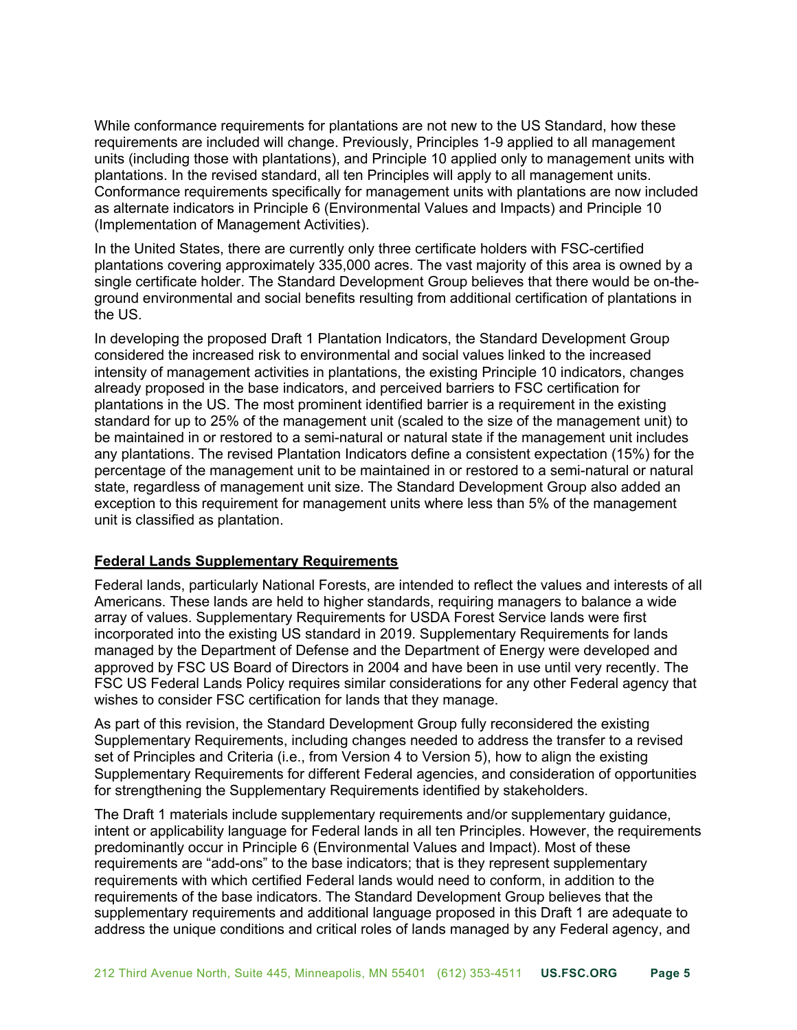While conformance requirements for plantations are not new to the US Standard, how these requirements are included will change. Previously, Principles 1-9 applied to all management units (including those with plantations), and Principle 10 applied only to management units with plantations. In the revised standard, all ten Principles will apply to all management units. Conformance requirements specifically for management units with plantations are now included as alternate indicators in Principle 6 (Environmental Values and Impacts) and Principle 10 (Implementation of Management Activities).

In the United States, there are currently only three certificate holders with FSC-certified plantations covering approximately 335,000 acres. The vast majority of this area is owned by a single certificate holder. The Standard Development Group believes that there would be on-the-ground environmental and social benefits resulting from additional certification of plantations in the US.

In developing the proposed Draft 1 Plantation Indicators, the Standard Development Group considered the increased risk to environmental and social values linked to the increased intensity of management activities in plantations, the existing Principle 10 indicators, changes already proposed in the base indicators, and perceived barriers to FSC certification for plantations in the US. The most prominent identified barrier is a requirement in the existing standard for up to 25% of the management unit (scaled to the size of the management unit) to be maintained in or restored to a semi-natural or natural state if the management unit includes any plantations. The revised Plantation Indicators define a consistent expectation (15%) for the percentage of the management unit to be maintained in or restored to a semi-natural or natural state, regardless of management unit size. The Standard Development Group also added an exception to this requirement for management units where less than 5% of the management unit is classified as plantation.

**Federal Lands Supplementary Requirements**

Federal lands, particularly National Forests, are intended to reflect the values and interests of all Americans. These lands are held to higher standards, requiring managers to balance a wide array of values. Supplementary Requirements for USDA Forest Service lands were first incorporated into the existing US standard in 2019. Supplementary Requirements for lands managed by the Department of Defense and the Department of Energy were developed and approved by FSC US Board of Directors in 2004 and have been in use until very recently. The FSC US Federal Lands Policy requires similar considerations for any other Federal agency that wishes to consider FSC certification for lands that they manage.

As part of this revision, the Standard Development Group fully reconsidered the existing Supplementary Requirements, including changes needed to address the transfer to a revised set of Principles and Criteria (i.e., from Version 4 to Version 5), how to align the existing Supplementary Requirements for different Federal agencies, and consideration of opportunities for strengthening the Supplementary Requirements identified by stakeholders.

The Draft 1 materials include supplementary requirements and/or supplementary guidance, intent or applicability language for Federal lands in all ten Principles. However, the requirements predominantly occur in Principle 6 (Environmental Values and Impact). Most of these requirements are "add-ons" to the base indicators; that is they represent supplementary requirements with which certified Federal lands would need to conform, in addition to the requirements of the base indicators. The Standard Development Group believes that the supplementary requirements and additional language proposed in this Draft 1 are adequate to address the unique conditions and critical roles of lands managed by any Federal agency, and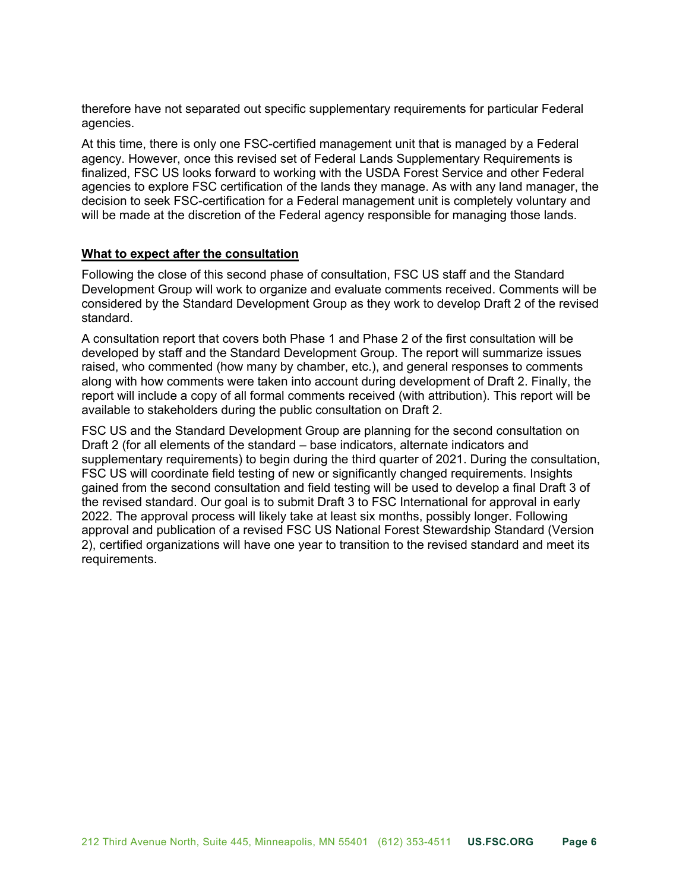therefore have not separated out specific supplementary requirements for particular Federal agencies.

At this time, there is only one FSC-certified management unit that is managed by a Federal agency. However, once this revised set of Federal Lands Supplementary Requirements is finalized, FSC US looks forward to working with the USDA Forest Service and other Federal agencies to explore FSC certification of the lands they manage. As with any land manager, the decision to seek FSC-certification for a Federal management unit is completely voluntary and will be made at the discretion of the Federal agency responsible for managing those lands.

**What to expect after the consultation**

Following the close of this second phase of consultation, FSC US staff and the Standard Development Group will work to organize and evaluate comments received. Comments will be considered by the Standard Development Group as they work to develop Draft 2 of the revised standard.

A consultation report that covers both Phase 1 and Phase 2 of the first consultation will be developed by staff and the Standard Development Group. The report will summarize issues raised, who commented (how many by chamber, etc.), and general responses to comments along with how comments were taken into account during development of Draft 2. Finally, the report will include a copy of all formal comments received (with attribution). This report will be available to stakeholders during the public consultation on Draft 2.

FSC US and the Standard Development Group are planning for the second consultation on Draft 2 (for all elements of the standard – base indicators, alternate indicators and supplementary requirements) to begin during the third quarter of 2021. During the consultation, FSC US will coordinate field testing of new or significantly changed requirements. Insights gained from the second consultation and field testing will be used to develop a final Draft 3 of the revised standard. Our goal is to submit Draft 3 to FSC International for approval in early 2022. The approval process will likely take at least six months, possibly longer. Following approval and publication of a revised FSC US National Forest Stewardship Standard (Version 2), certified organizations will have one year to transition to the revised standard and meet its requirements.